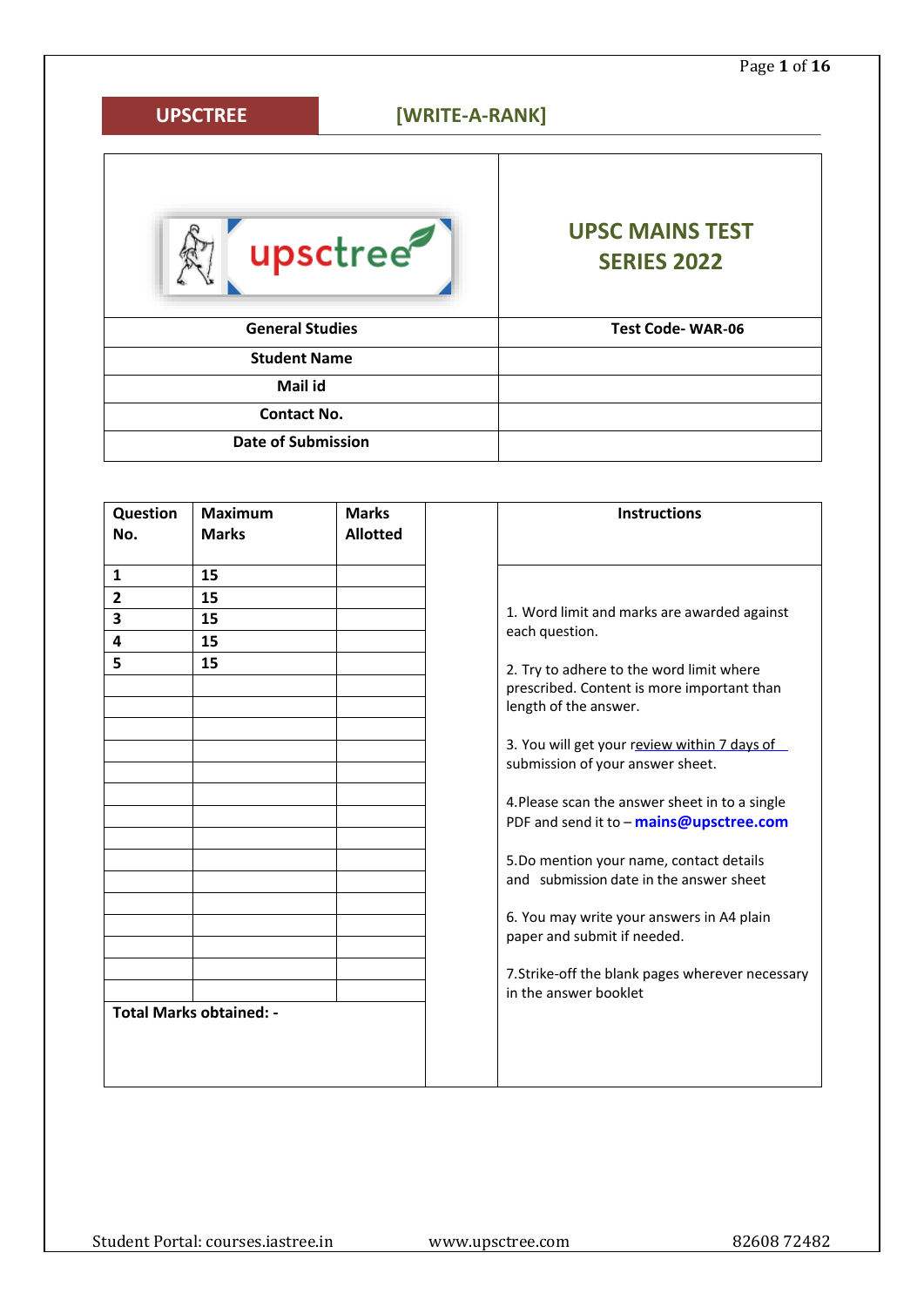**UPSCTREE** **[WRITE-A-RANK]**

| upsctree | UPSC MAINS TEST SERIES 2022 |
|---|---|
| General Studies | Test Code- WAR-06 |
| Student Name | |
| Mail id | |
| Contact No. | |
| Date of Submission | |

| Question No. | Maximum Marks | Marks Allotted |
|---|---|---|
| 1 | 15 | |
| 2 | 15 | |
| 3 | 15 | |
| 4 | 15 | |
| 5 | 15 | |
| | | |
| | | |
| | | |
| | | |
| | | |
| | | |
| | | |
| | | |
| | | |
| | | |
| | | |
| | | |
| | | |
| | | |
| | | |
| **Total Marks obtained: -** | | |

**Instructions**

1. Word limit and marks are awarded against each question.

2. Try to adhere to the word limit where prescribed. Content is more important than length of the answer.

3. You will get your review within 7 days of submission of your answer sheet.

4. Please scan the answer sheet in to a single PDF and send it to – **mains@upsctree.com**

5. Do mention your name, contact details and submission date in the answer sheet

6. You may write your answers in A4 plain paper and submit if needed.

7. Strike-off the blank pages wherever necessary in the answer booklet

Student Portal: courses.iastree.in www.upsctree.com 82608 72482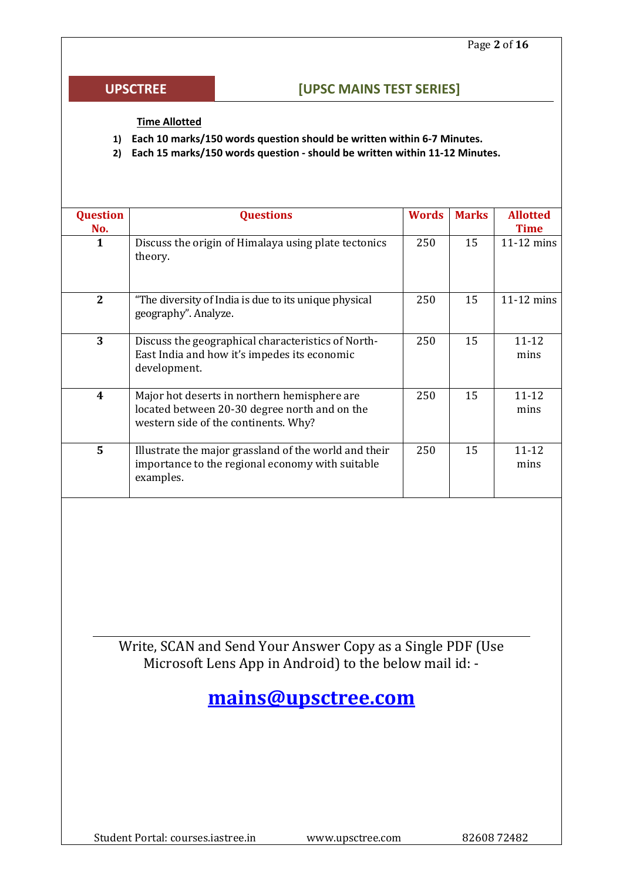**UPSCTREE** **[UPSC MAINS TEST SERIES]**

**Time Allotted**

1) **Each 10 marks/150 words question should be written within 6-7 Minutes.**
2) **Each 15 marks/150 words question - should be written within 11-12 Minutes.**

| Question No. | Questions | Words | Marks | Allotted Time |
|---|---|---|---|---|
| 1 | Discuss the origin of Himalaya using plate tectonics theory. | 250 | 15 | 11-12 mins |
| 2 | "The diversity of India is due to its unique physical geography". Analyze. | 250 | 15 | 11-12 mins |
| 3 | Discuss the geographical characteristics of North-East India and how it's impedes its economic development. | 250 | 15 | 11-12 mins |
| 4 | Major hot deserts in northern hemisphere are located between 20-30 degree north and on the western side of the continents. Why? | 250 | 15 | 11-12 mins |
| 5 | Illustrate the major grassland of the world and their importance to the regional economy with suitable examples. | 250 | 15 | 11-12 mins |

Write, SCAN and Send Your Answer Copy as a Single PDF (Use Microsoft Lens App in Android) to the below mail id: -

**mains@upsctree.com**

Student Portal: courses.iastree.in www.upsctree.com 82608 72482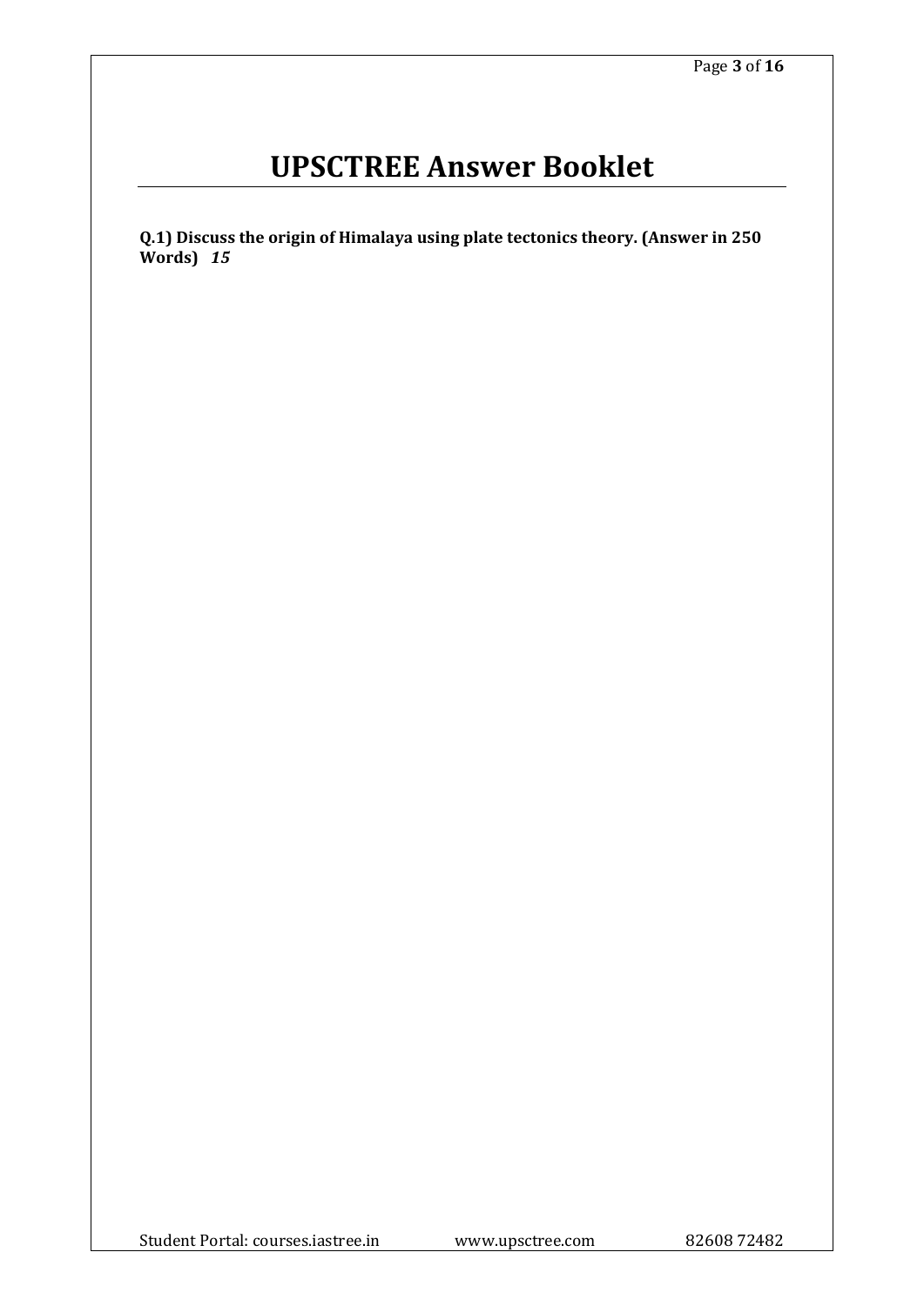# UPSCTREE Answer Booklet

**Q.1) Discuss the origin of Himalaya using plate tectonics theory. (Answer in 250 Words)** ***15***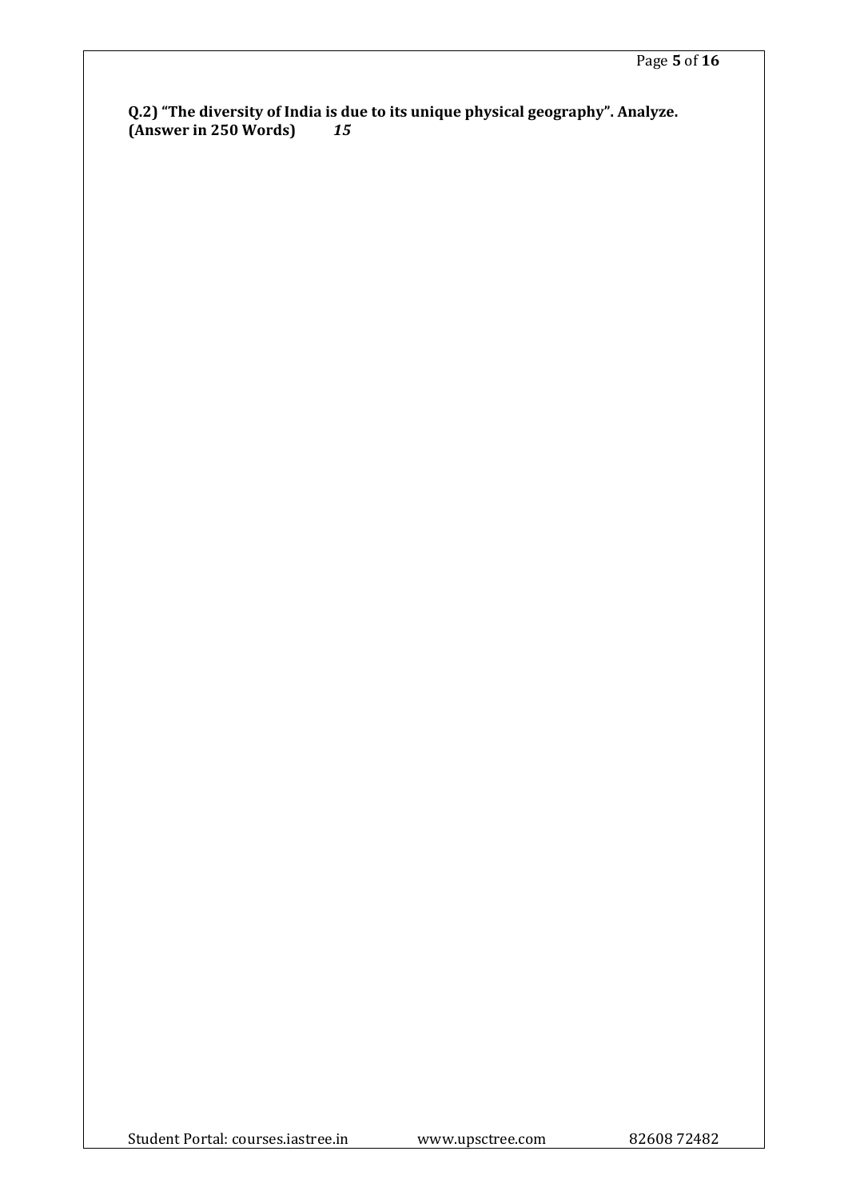**Q.2) "The diversity of India is due to its unique physical geography". Analyze.**
**(Answer in 250 Words)** ***15***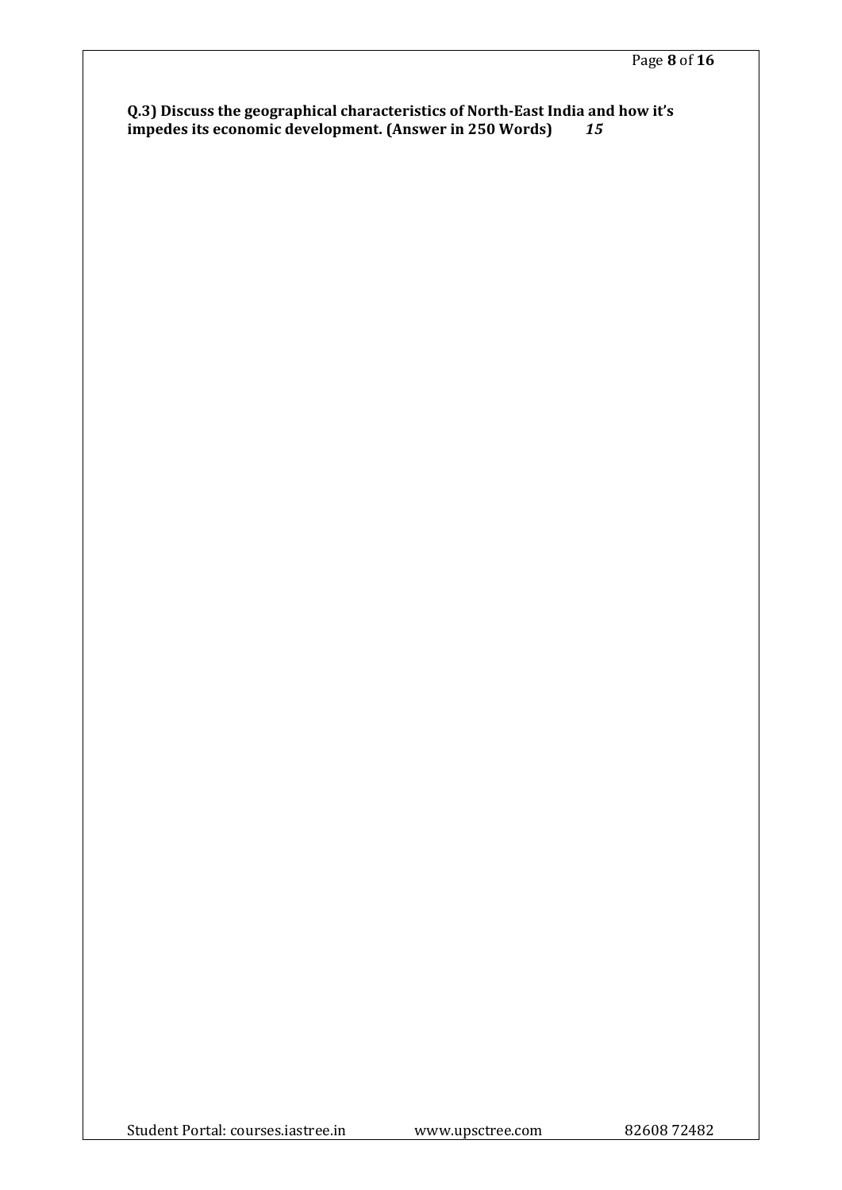**Q.3) Discuss the geographical characteristics of North-East India and how it's impedes its economic development. (Answer in 250 Words)** ***15***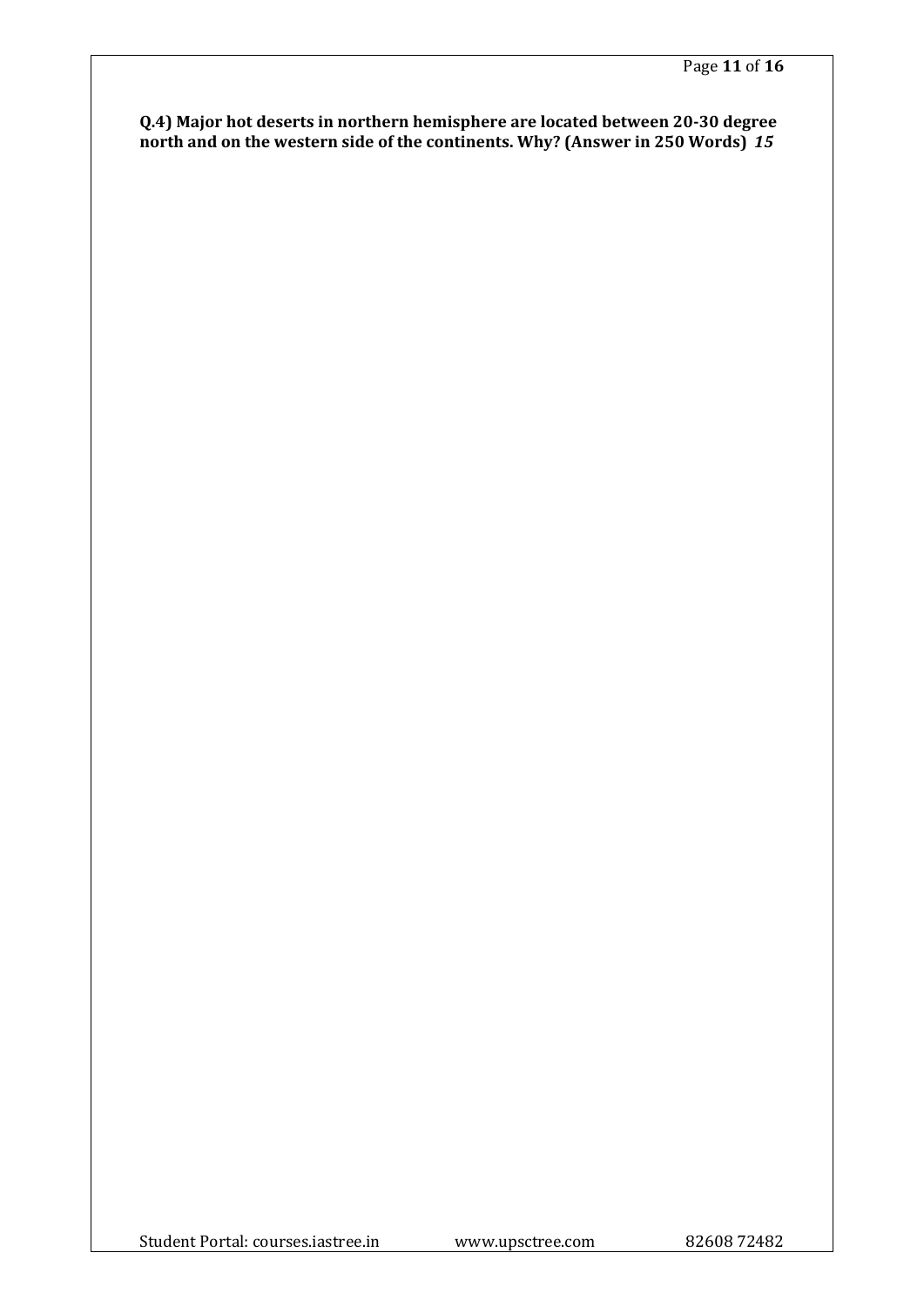**Q.4) Major hot deserts in northern hemisphere are located between 20-30 degree north and on the western side of the continents. Why? (Answer in 250 Words)** ***15***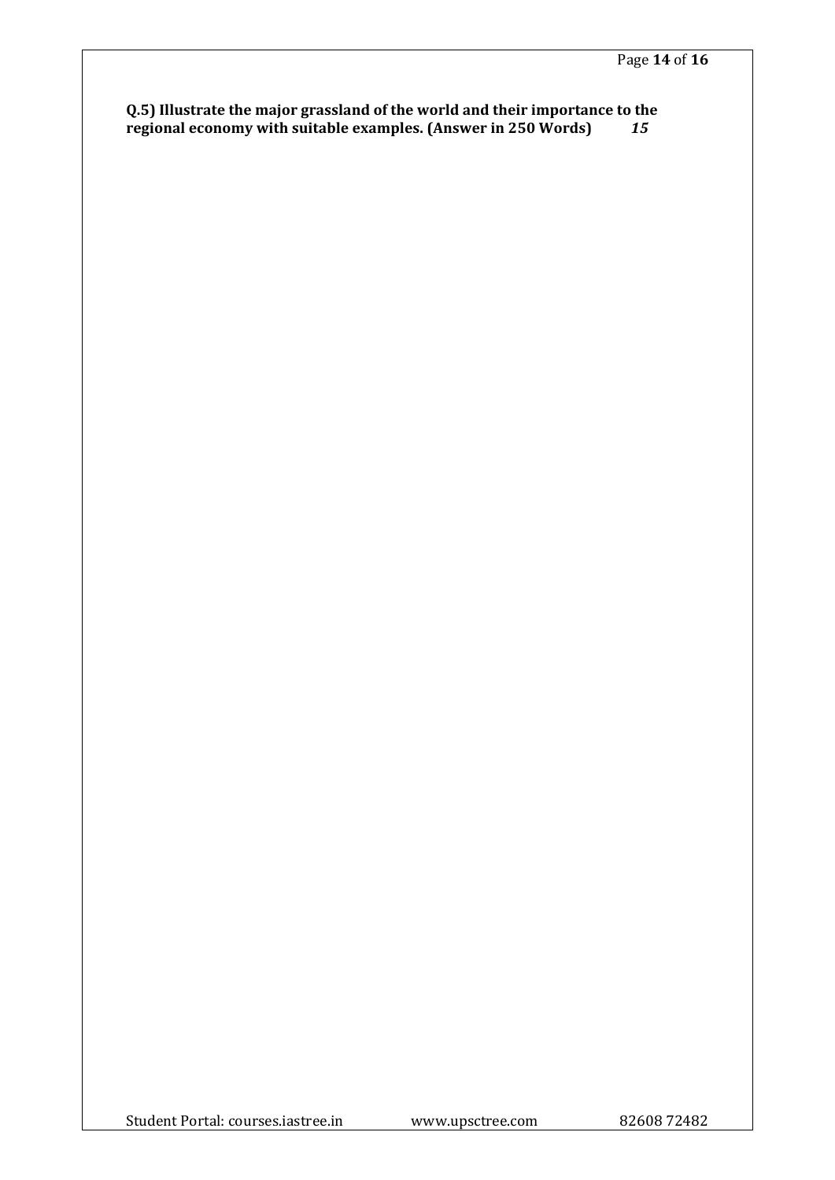**Q.5) Illustrate the major grassland of the world and their importance to the regional economy with suitable examples. (Answer in 250 Words)** ***15***